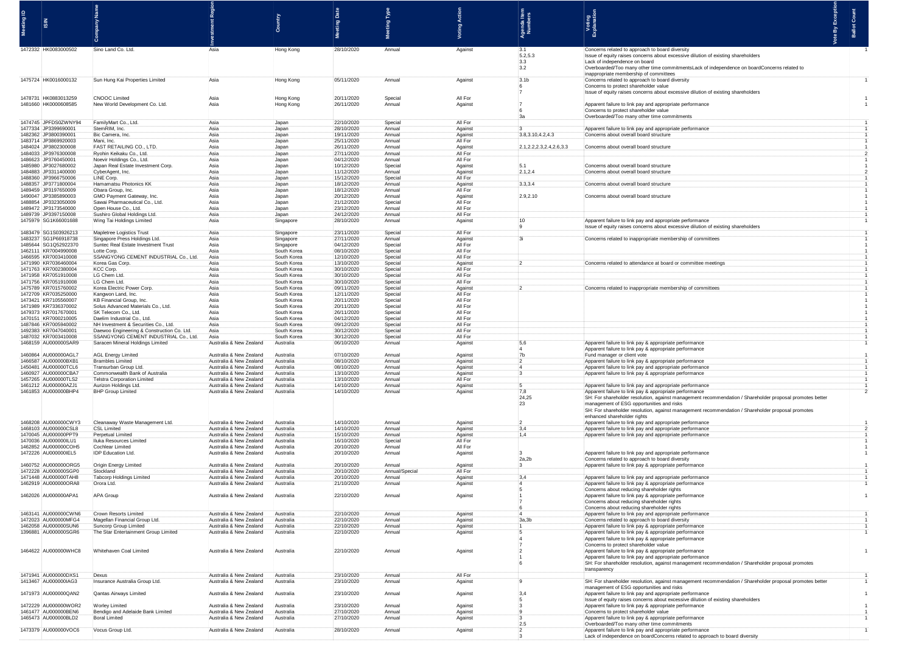| Meeting ID | ISIN | Company Name | Investment Region | Country | Meeting Date | Meeting Type | Voting Action | Agenda Item Numbers | Voting Explanation | Vote By Exception | Ballot Count |
|---|---|---|---|---|---|---|---|---|---|---|---|
| 1472332 | HK0083000502 | Sino Land Co. Ltd. | Asia | Hong Kong | 28/10/2020 | Annual | Against | 3.1<br>5.2,5.3<br>3.3<br>3.2 | Concerns related to approach to board diversity<br>Issue of equity raises concerns about excessive dilution of existing shareholders<br>Lack of independence on board<br>Overboarded/Too many other time commitmentsLack of independence on boardConcerns related to inappropriate membership of committees | | 1 |
| 1475724 | HK0016000132 | Sun Hung Kai Properties Limited | Asia | Hong Kong | 05/11/2020 | Annual | Against | 3.1b<br>6<br>7 | Concerns related to approach to board diversity<br>Concerns to protect shareholder value<br>Issue of equity raises concerns about excessive dilution of existing shareholders | | 1 |
| 1478731 | HK0883013259 | CNOOC Limited | Asia | Hong Kong | 20/11/2020 | Special | All For | | | | 1 |
| 1481660 | HK0000608585 | New World Development Co. Ltd. | Asia | Hong Kong | 26/11/2020 | Annual | Against | 7<br>6<br>3a | Apparent failure to link pay and appropriate performance<br>Concerns to protect shareholder value<br>Overboarded/Too many other time commitments | | 1 |
| 1474745 | JPFDS0ZWNY94 | FamilyMart Co., Ltd. | Asia | Japan | 22/10/2020 | Special | All For | | | | 1 |
| 1477334 | JP3399690001 | StemRIM, Inc. | Asia | Japan | 28/10/2020 | Annual | Against | 3 | Apparent failure to link pay and appropriate performance | | 1 |
| 1482362 | JP3800390001 | Bic Camera, Inc. | Asia | Japan | 19/11/2020 | Annual | Against | 3.8,3.10,4.2,4.3 | Concerns about overall board structure | | 1 |
| 1483714 | JP3869920003 | Mani, Inc. | Asia | Japan | 25/11/2020 | Annual | All For | | | | 1 |
| 1484024 | JP3802300008 | FAST RETAILING CO., LTD. | Asia | Japan | 26/11/2020 | Annual | Against | 2.1,2.2,2.3,2.4,2.6,3.3 | Concerns about overall board structure | | 1 |
| 1484033 | JP3976300008 | Ryohin Keikaku Co., Ltd. | Asia | Japan | 27/11/2020 | Annual | All For | | | | 2 |
| 1486623 | JP3760450001 | Noevir Holdings Co., Ltd. | Asia | Japan | 04/12/2020 | Annual | All For | | | | 1 |
| 1485980 | JP3027680002 | Japan Real Estate Investment Corp. | Asia | Japan | 10/12/2020 | Special | Against | 5.1 | Concerns about overall board structure | | 1 |
| 1484883 | JP3311400000 | CyberAgent, Inc. | Asia | Japan | 11/12/2020 | Annual | Against | 2.1,2.4 | Concerns about overall board structure | | 2 |
| 1488360 | JP3966750006 | LINE Corp. | Asia | Japan | 15/12/2020 | Special | All For | | | | 1 |
| 1488357 | JP3771800004 | Hamamatsu Photonics KK | Asia | Japan | 18/12/2020 | Annual | Against | 3.3,3.4 | Concerns about overall board structure | | 1 |
| 1489459 | JP3197650009 | Obara Group, Inc. | Asia | Japan | 18/12/2020 | Annual | All For | | | | 1 |
| 1490047 | JP3385890003 | GMO Payment Gateway, Inc. | Asia | Japan | 20/12/2020 | Annual | Against | 2.9,2.10 | Concerns about overall board structure | | 1 |
| 1488854 | JP3323050009 | Sawai Pharmaceutical Co., Ltd. | Asia | Japan | 21/12/2020 | Special | All For | | | | 1 |
| 1489472 | JP3173540000 | Open House Co., Ltd. | Asia | Japan | 23/12/2020 | Annual | All For | | | | 1 |
| 1489739 | JP3397150008 | Sushiro Global Holdings Ltd. | Asia | Japan | 24/12/2020 | Annual | All For | | | | 1 |
| 1475979 | SG1K66001688 | Wing Tai Holdings Limited | Asia | Singapore | 28/10/2020 | Annual | Against | 10<br>9 | Apparent failure to link pay and appropriate performance<br>Issue of equity raises concerns about excessive dilution of existing shareholders | | 1 |
| 1483479 | SG1S03926213 | Mapletree Logistics Trust | Asia | Singapore | 23/11/2020 | Special | All For | | | | 1 |
| 1483237 | SG1P66918738 | Singapore Press Holdings Ltd. | Asia | Singapore | 27/11/2020 | Annual | Against | 3i | Concerns related to inappropriate membership of committees | | 1 |
| 1485644 | SG1Q52922370 | Suntec Real Estate Investment Trust | Asia | Singapore | 04/12/2020 | Special | All For | | | | 1 |
| 1462111 | KR7004990008 | Lotte Corp. | Asia | South Korea | 08/10/2020 | Special | All For | | | | 1 |
| 1466595 | KR7003410008 | SSANGYONG CEMENT INDUSTRIAL Co., Ltd. | Asia | South Korea | 12/10/2020 | Special | All For | | | | 1 |
| 1471990 | KR7036460004 | Korea Gas Corp. | Asia | South Korea | 13/10/2020 | Special | Against | 2 | Concerns related to attendance at board or committee meetings | | 1 |
| 1471763 | KR7002380004 | KCC Corp. | Asia | South Korea | 30/10/2020 | Special | All For | | | | 1 |
| 1471958 | KR7051910008 | LG Chem Ltd. | Asia | South Korea | 30/10/2020 | Special | All For | | | | 1 |
| 1471756 | KR7051910008 | LG Chem Ltd. | Asia | South Korea | 30/10/2020 | Special | All For | | | | 1 |
| 1475789 | KR7015760002 | Korea Electric Power Corp. | Asia | South Korea | 09/11/2020 | Special | Against | 2 | Concerns related to inappropriate membership of committees | | 1 |
| 1472709 | KR7035250000 | Kangwon Land, Inc. | Asia | South Korea | 12/11/2020 | Special | All For | | | | 1 |
| 1473421 | KR7105560007 | KB Financial Group, Inc. | Asia | South Korea | 20/11/2020 | Special | All For | | | | 1 |
| 1471989 | KR7336370002 | Solus Advanced Materials Co., Ltd. | Asia | South Korea | 20/11/2020 | Special | All For | | | | 1 |
| 1479373 | KR7017670001 | SK Telecom Co., Ltd. | Asia | South Korea | 26/11/2020 | Special | All For | | | | 1 |
| 1470151 | KR7000210005 | Daelim Industrial Co., Ltd. | Asia | South Korea | 04/12/2020 | Special | All For | | | | 1 |
| 1487846 | KR7005940002 | NH Investment & Securities Co., Ltd. | Asia | South Korea | 09/12/2020 | Special | All For | | | | 1 |
| 1492383 | KR7047040001 | Daewoo Engineering & Construction Co. Ltd. | Asia | South Korea | 30/12/2020 | Special | All For | | | | 1 |
| 1487032 | KR7003410008 | SSANGYONG CEMENT INDUSTRIAL Co., Ltd. | Asia | South Korea | 30/12/2020 | Special | All For | | | | 1 |
| 1468159 | AU000000SAR9 | Saracen Mineral Holdings Limited | Australia & New Zealand | Australia | 06/10/2020 | Annual | Against | 5,6<br>4 | Apparent failure to link pay & appropriate performance<br>Apparent failure to link pay & appropriate performance | | 1 |
| 1460864 | AU000000AGL7 | AGL Energy Limited | Australia & New Zealand | Australia | 07/10/2020 | Annual | Against | 7b | Fund manager or client vote | | 1 |
| 1466587 | AU000000BXB1 | Brambles Limited | Australia & New Zealand | Australia | 08/10/2020 | Annual | Against | 2 | Apparent failure to link pay & appropriate performance | | 1 |
| 1450481 | AU000000TCL6 | Transurban Group Ltd. | Australia & New Zealand | Australia | 08/10/2020 | Annual | Against | 4 | Apparent failure to link pay and appropriate performance | | 1 |
| 1460927 | AU000000CBA7 | Commonwealth Bank of Australia | Australia & New Zealand | Australia | 13/10/2020 | Annual | Against | 3 | Apparent failure to link pay & appropriate performance | | 1 |
| 1457265 | AU000000TLS2 | Telstra Corporation Limited | Australia & New Zealand | Australia | 13/10/2020 | Annual | All For | | | | 1 |
| 1461212 | AU000000AZJ1 | Aurizon Holdings Ltd. | Australia & New Zealand | Australia | 14/10/2020 | Annual | Against | 5 | Apparent failure to link pay and appropriate performance | | 1 |
| 1461853 | AU000000BHP4 | BHP Group Limited | Australia & New Zealand | Australia | 14/10/2020 | Annual | Against | 7,8<br>24,25<br>23 | Apparent failure to link pay & appropriate performance<br>SH: For shareholder resolution, against management recommendation / Shareholder proposal promotes better management of ESG opportunities and risks<br>SH: For shareholder resolution, against management recommendation / Shareholder proposal promotes enhanced shareholder rights | | 2 |
| 1468208 | AU000000CWY3 | Cleanaway Waste Management Ltd. | Australia & New Zealand | Australia | 14/10/2020 | Annual | Against | 2 | Apparent failure to link pay and appropriate performance | | 1 |
| 1468103 | AU000000CSL8 | CSL Limited | Australia & New Zealand | Australia | 14/10/2020 | Annual | Against | 3,4 | Apparent failure to link pay and appropriate performance | | 2 |
| 1470045 | AU000000PPT9 | Perpetual Limited | Australia & New Zealand | Australia | 15/10/2020 | Annual | Against | 1,4 | Apparent failure to link pay and appropriate performance | | 1 |
| 1470036 | AU000000ILU1 | Iluka Resources Limited | Australia & New Zealand | Australia | 16/10/2020 | Special | All For | | | | 1 |
| 1462852 | AU000000COH5 | Cochlear Limited | Australia & New Zealand | Australia | 20/10/2020 | Annual | All For | | | | 1 |
| 1472226 | AU000000IEL5 | IDP Education Ltd. | Australia & New Zealand | Australia | 20/10/2020 | Annual | Against | 3<br>2a,2b | Apparent failure to link pay and appropriate performance<br>Concerns related to approach to board diversity | | 1 |
| 1460752 | AU000000ORG5 | Origin Energy Limited | Australia & New Zealand | Australia | 20/10/2020 | Annual | Against | 3 | Apparent failure to link pay & appropriate performance | | 1 |
| 1472228 | AU000000SGP0 | Stockland | Australia & New Zealand | Australia | 20/10/2020 | Annual/Special | All For | | | | 1 |
| 1471448 | AU000000TAH8 | Tabcorp Holdings Limited | Australia & New Zealand | Australia | 20/10/2020 | Annual | Against | 3,4 | Apparent failure to link pay and appropriate performance | | 1 |
| 1462919 | AU000000ORA8 | Orora Ltd. | Australia & New Zealand | Australia | 21/10/2020 | Annual | Against | 4<br>5 | Apparent failure to link pay & appropriate performance<br>Concerns about reducing shareholder rights | | 1 |
| 1462026 | AU000000APA1 | APA Group | Australia & New Zealand | Australia | 22/10/2020 | Annual | Against | 1<br>7<br>6 | Apparent failure to link pay & appropriate performance<br>Concerns about reducing shareholder rights<br>Concerns about reducing shareholder rights | | 1 |
| 1463141 | AU000000CWN6 | Crown Resorts Limited | Australia & New Zealand | Australia | 22/10/2020 | Annual | Against | 4 | Apparent failure to link pay and appropriate performance | | 1 |
| 1472023 | AU000000MFG4 | Magellan Financial Group Ltd. | Australia & New Zealand | Australia | 22/10/2020 | Annual | Against | 3a,3b | Concerns related to approach to board diversity | | 1 |
| 1462058 | AU000000SUN6 | Suncorp Group Limited | Australia & New Zealand | Australia | 22/10/2020 | Annual | Against | 1 | Apparent failure to link pay & appropriate performance | | 1 |
| 1396881 | AU000000SGR6 | The Star Entertainment Group Limited | Australia & New Zealand | Australia | 22/10/2020 | Annual | Against | 5<br>4 | Apparent failure to link pay & appropriate performance<br>Apparent failure to link pay & appropriate performance | | 1 |
| 1464622 | AU000000WHC8 | Whitehaven Coal Limited | Australia & New Zealand | Australia | 22/10/2020 | Annual | Against | 7<br>2<br>1<br>6 | Concerns to protect shareholder value<br>Apparent failure to link pay & appropriate performance<br>Apparent failure to link pay & appropriate performance<br>SH: For shareholder resolution, against management recommendation / Shareholder proposal promotes transparency | | 1 |
| 1471941 | AU000000DXS1 | Dexus | Australia & New Zealand | Australia | 23/10/2020 | Annual | All For | | | | 1 |
| 1413467 | AU000000IAG3 | Insurance Australia Group Ltd. | Australia & New Zealand | Australia | 23/10/2020 | Annual | Against | 9 | SH: For shareholder resolution, against management recommendation / Shareholder proposal promotes better management of ESG opportunities and risks | | 1 |
| 1471973 | AU000000QAN2 | Qantas Airways Limited | Australia & New Zealand | Australia | 23/10/2020 | Annual | Against | 3,4<br>5 | Apparent failure to link pay and appropriate performance<br>Issue of equity raises concerns about excessive dilution of existing shareholders | | 1 |
| 1472229 | AU000000WOR2 | Worley Limited | Australia & New Zealand | Australia | 23/10/2020 | Annual | Against | 3 | Apparent failure to link pay & appropriate performance | | 1 |
| 1461477 | AU000000BEN6 | Bendigo and Adelaide Bank Limited | Australia & New Zealand | Australia | 27/10/2020 | Annual | Against | 9 | Concerns to protect shareholder value | | 1 |
| 1465473 | AU000000BLD2 | Boral Limited | Australia & New Zealand | Australia | 27/10/2020 | Annual | Against | 3<br>2.5 | Apparent failure to link pay & appropriate performance<br>Overboarded/Too many other time commitments | | 1 |
| 1473379 | AU000000VOC6 | Vocus Group Ltd. | Australia & New Zealand | Australia | 28/10/2020 | Annual | Against | 2<br>3 | Apparent failure to link pay and appropriate performance<br>Lack of independence on boardConcerns related to approach to board diversity | | 1 |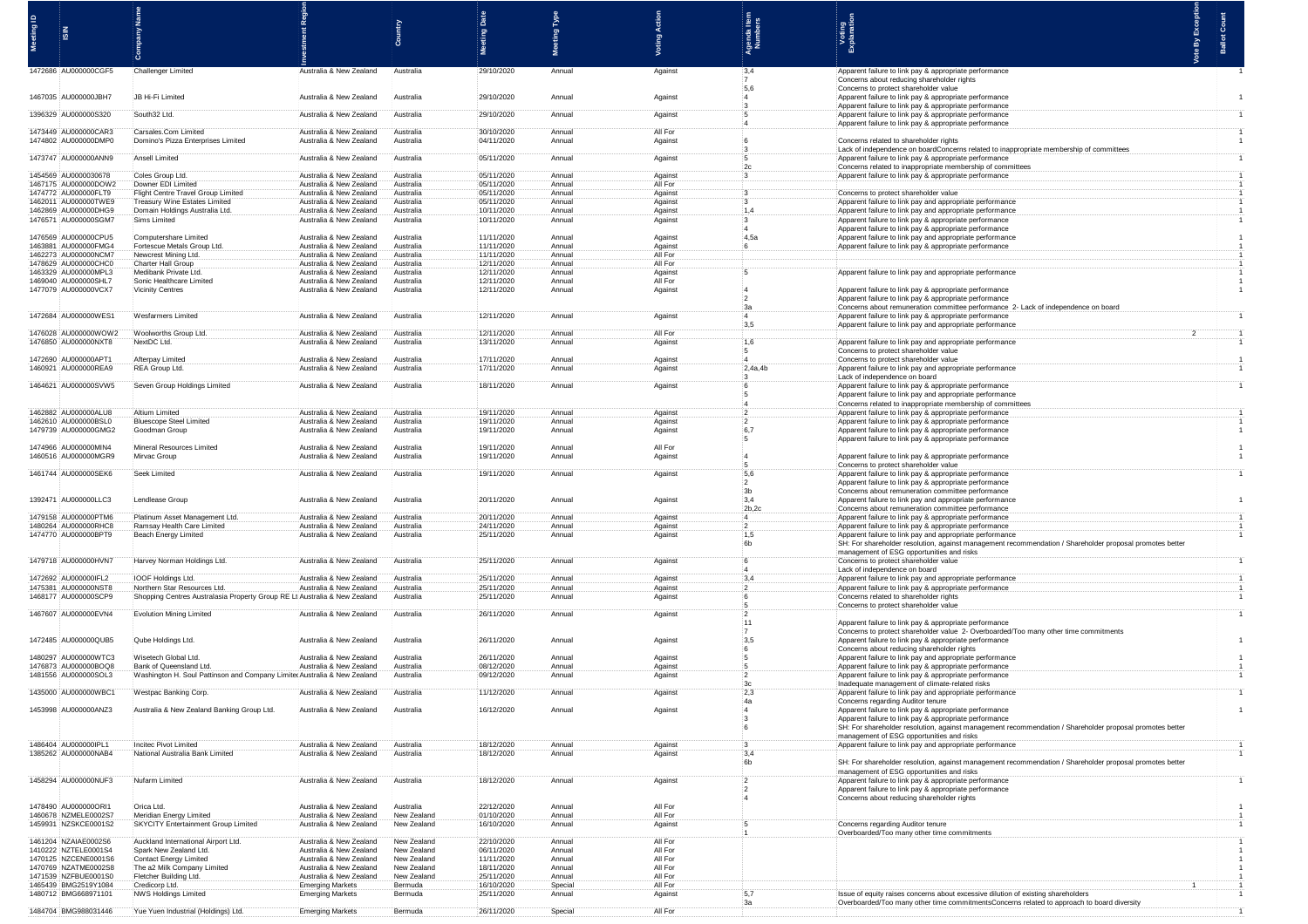| Meeting ID | ISIN | Company Name | Investment Region | Country | Meeting Date | Meeting Type | Voting Action | Agenda Item Numbers | Voting Explanation | Vote By Exception | Ballot Count |
|---|---|---|---|---|---|---|---|---|---|---|---|
| 1472686 | AU000000CGF5 | Challenger Limited | Australia & New Zealand | Australia | 29/10/2020 | Annual | Against | 3,4<br>7<br>5,6 | Apparent failure to link pay & appropriate performance<br>Concerns about reducing shareholder rights<br>Concerns to protect shareholder value | | 1 |
| 1467035 | AU000000JBH7 | JB Hi-Fi Limited | Australia & New Zealand | Australia | 29/10/2020 | Annual | Against | 4<br>3 | Apparent failure to link pay & appropriate performance<br>Apparent failure to link pay & appropriate performance | | 1 |
| 1396329 | AU000000S320 | South32 Ltd. | Australia & New Zealand | Australia | 29/10/2020 | Annual | Against | 5<br>4 | Apparent failure to link pay & appropriate performance<br>Apparent failure to link pay & appropriate performance | | 1 |
| 1473449 | AU000000CAR3 | Carsales.Com Limited | Australia & New Zealand | Australia | 30/10/2020 | Annual | All For | | | | 1 |
| 1474802 | AU000000DMP0 | Domino's Pizza Enterprises Limited | Australia & New Zealand | Australia | 04/11/2020 | Annual | Against | 6<br>3 | Concerns related to shareholder rights<br>Lack of independence on boardConcerns related to inappropriate membership of committees | | 1 |
| 1473747 | AU000000ANN9 | Ansell Limited | Australia & New Zealand | Australia | 05/11/2020 | Annual | Against | 5<br>2c | Apparent failure to link pay & appropriate performance<br>Concerns related to inappropriate membership of committees | | 1 |
| 1454569 | AU0000030678 | Coles Group Ltd. | Australia & New Zealand | Australia | 05/11/2020 | Annual | Against | 3 | Apparent failure to link pay & appropriate performance | | 1 |
| 1467175 | AU000000DOW2 | Downer EDI Limited | Australia & New Zealand | Australia | 05/11/2020 | Annual | All For | | | | 1 |
| 1474772 | AU000000FLT9 | Flight Centre Travel Group Limited | Australia & New Zealand | Australia | 05/11/2020 | Annual | Against | 3 | Concerns to protect shareholder value | | 1 |
| 1462011 | AU000000TWE9 | Treasury Wine Estates Limited | Australia & New Zealand | Australia | 05/11/2020 | Annual | Against | 3 | Apparent failure to link pay & appropriate performance | | 1 |
| 1462869 | AU000000DHG9 | Domain Holdings Australia Ltd. | Australia & New Zealand | Australia | 10/11/2020 | Annual | Against | 1,4 | Apparent failure to link pay and appropriate performance | | 1 |
| 1476571 | AU000000SGM7 | Sims Limited | Australia & New Zealand | Australia | 10/11/2020 | Annual | Against | 3<br>4 | Apparent failure to link pay & appropriate performance<br>Apparent failure to link pay & appropriate performance | | 1 |
| 1476569 | AU000000CPU5 | Computershare Limited | Australia & New Zealand | Australia | 11/11/2020 | Annual | Against | 4,5a | Apparent failure to link pay and appropriate performance | | 1 |
| 1463881 | AU000000FMG4 | Fortescue Metals Group Ltd. | Australia & New Zealand | Australia | 11/11/2020 | Annual | Against | 6 | Apparent failure to link pay & appropriate performance | | 1 |
| 1462273 | AU000000NCM7 | Newcrest Mining Ltd. | Australia & New Zealand | Australia | 11/11/2020 | Annual | All For | | | | 1 |
| 1478629 | AU000000CHC0 | Charter Hall Group | Australia & New Zealand | Australia | 12/11/2020 | Annual | All For | | | | 1 |
| 1463329 | AU000000MPL3 | Medibank Private Ltd. | Australia & New Zealand | Australia | 12/11/2020 | Annual | Against | 5 | Apparent failure to link pay and appropriate performance | | 1 |
| 1469040 | AU000000SHL7 | Sonic Healthcare Limited | Australia & New Zealand | Australia | 12/11/2020 | Annual | All For | | | | 1 |
| 1477079 | AU000000VCX7 | Vicinity Centres | Australia & New Zealand | Australia | 12/11/2020 | Annual | Against | 4<br>2<br>3a | Apparent failure to link pay & appropriate performance<br>Apparent failure to link pay & appropriate performance<br>Concerns about remuneration committee performance 2- Lack of independence on board | | 1 |
| 1472684 | AU000000WES1 | Wesfarmers Limited | Australia & New Zealand | Australia | 12/11/2020 | Annual | Against | 4<br>3,5 | Apparent failure to link pay & appropriate performance<br>Apparent failure to link pay and appropriate performance | | 1 |
| 1476028 | AU000000WOW2 | Woolworths Group Ltd. | Australia & New Zealand | Australia | 12/11/2020 | Annual | All For | | | 2 | 1 |
| 1476850 | AU000000NXT8 | NextDC Ltd. | Australia & New Zealand | Australia | 13/11/2020 | Annual | Against | 1,6<br>5 | Apparent failure to link pay and appropriate performance<br>Concerns to protect shareholder value | | 1 |
| 1472690 | AU000000APT1 | Afterpay Limited | Australia & New Zealand | Australia | 17/11/2020 | Annual | Against | 4 | Concerns to protect shareholder value | | 1 |
| 1460921 | AU000000REA9 | REA Group Ltd. | Australia & New Zealand | Australia | 17/11/2020 | Annual | Against | 2,4a,4b<br>3 | Apparent failure to link pay and appropriate performance<br>Lack of independence on board | | 1 |
| 1464621 | AU000000SVW5 | Seven Group Holdings Limited | Australia & New Zealand | Australia | 18/11/2020 | Annual | Against | 6<br>5<br>4 | Apparent failure to link pay & appropriate performance<br>Apparent failure to link pay and appropriate performance<br>Concerns related to inappropriate membership of committees | | 1 |
| 1462882 | AU000000ALU8 | Altium Limited | Australia & New Zealand | Australia | 19/11/2020 | Annual | Against | 2 | Apparent failure to link pay & appropriate performance | | 1 |
| 1462610 | AU000000BSL0 | Bluescope Steel Limited | Australia & New Zealand | Australia | 19/11/2020 | Annual | Against | 2 | Apparent failure to link pay & appropriate performance | | 1 |
| 1479739 | AU000000GMG2 | Goodman Group | Australia & New Zealand | Australia | 19/11/2020 | Annual | Against | 6,7<br>5 | Apparent failure to link pay & appropriate performance<br>Apparent failure to link pay & appropriate performance | | 1 |
| 1474966 | AU000000MIN4 | Mineral Resources Limited | Australia & New Zealand | Australia | 19/11/2020 | Annual | All For | | | | 1 |
| 1460516 | AU000000MGR9 | Mirvac Group | Australia & New Zealand | Australia | 19/11/2020 | Annual | Against | 4<br>5 | Apparent failure to link pay & appropriate performance<br>Concerns to protect shareholder value | | 1 |
| 1461744 | AU000000SEK6 | Seek Limited | Australia & New Zealand | Australia | 19/11/2020 | Annual | Against | 5,6<br>2<br>3b | Apparent failure to link pay & appropriate performance<br>Apparent failure to link pay & appropriate performance<br>Concerns about remuneration committee performance | | 1 |
| 1392471 | AU000000LLC3 | Lendlease Group | Australia & New Zealand | Australia | 20/11/2020 | Annual | Against | 3,4<br>2b,2c | Apparent failure to link pay and appropriate performance<br>Concerns about remuneration committee performance | | 1 |
| 1479158 | AU000000PTM6 | Platinum Asset Management Ltd. | Australia & New Zealand | Australia | 20/11/2020 | Annual | Against | 4 | Apparent failure to link pay & appropriate performance | | 1 |
| 1480264 | AU000000RHC8 | Ramsay Health Care Limited | Australia & New Zealand | Australia | 24/11/2020 | Annual | Against | 2 | Apparent failure to link pay & appropriate performance | | 1 |
| 1474770 | AU000000BPT9 | Beach Energy Limited | Australia & New Zealand | Australia | 25/11/2020 | Annual | Against | 1,5<br>6b | Apparent failure to link pay and appropriate performance<br>SH: For shareholder resolution, against management recommendation / Shareholder proposal promotes better management of ESG opportunities and risks | | 1 |
| 1479718 | AU000000HVN7 | Harvey Norman Holdings Ltd. | Australia & New Zealand | Australia | 25/11/2020 | Annual | Against | 6<br>4 | Concerns to protect shareholder value<br>Lack of independence on board | | 1 |
| 1472692 | AU000000IFL2 | IOOF Holdings Ltd. | Australia & New Zealand | Australia | 25/11/2020 | Annual | Against | 3,4 | Apparent failure to link pay and appropriate performance | | 1 |
| 1475381 | AU000000NST8 | Northern Star Resources Ltd. | Australia & New Zealand | Australia | 25/11/2020 | Annual | Against | 2 | Apparent failure to link pay & appropriate performance | | 1 |
| 1468177 | AU000000SCP9 | Shopping Centres Australasia Property Group RE Lt | Australia & New Zealand | Australia | 25/11/2020 | Annual | Against | 6<br>5 | Concerns related to shareholder rights<br>Concerns to protect shareholder value | | 1 |
| 1467607 | AU000000EVN4 | Evolution Mining Limited | Australia & New Zealand | Australia | 26/11/2020 | Annual | Against | 2<br>11<br>7 | Apparent failure to link pay & appropriate performance<br>Concerns to protect shareholder value 2- Overboarded/Too many other time commitments | | 1 |
| 1472485 | AU000000QUB5 | Qube Holdings Ltd. | Australia & New Zealand | Australia | 26/11/2020 | Annual | Against | 3,5<br>6 | Apparent failure to link pay & appropriate performance<br>Concerns about reducing shareholder rights | | 1 |
| 1480297 | AU000000WTC3 | Wisetech Global Ltd. | Australia & New Zealand | Australia | 26/11/2020 | Annual | Against | 5 | Apparent failure to link pay & appropriate performance | | 1 |
| 1476873 | AU000000BOQ8 | Bank of Queensland Ltd. | Australia & New Zealand | Australia | 08/12/2020 | Annual | Against | 5 | Apparent failure to link pay & appropriate performance | | 1 |
| 1481556 | AU000000SOL3 | Washington H. Soul Pattinson and Company Limited | Australia & New Zealand | Australia | 09/12/2020 | Annual | Against | 2<br>3c | Apparent failure to link pay & appropriate performance<br>Inadequate management of climate-related risks | | 1 |
| 1435000 | AU000000WBC1 | Westpac Banking Corp. | Australia & New Zealand | Australia | 11/12/2020 | Annual | Against | 2,3<br>4a | Apparent failure to link pay and appropriate performance<br>Concerns regarding Auditor tenure | | 1 |
| 1453998 | AU000000ANZ3 | Australia & New Zealand Banking Group Ltd. | Australia & New Zealand | Australia | 16/12/2020 | Annual | Against | 4<br>3<br>6 | Apparent failure to link pay & appropriate performance<br>Apparent failure to link pay & appropriate performance<br>SH: For shareholder resolution, against management recommendation / Shareholder proposal promotes better management of ESG opportunities and risks | | 1 |
| 1486404 | AU000000IPL1 | Incitec Pivot Limited | Australia & New Zealand | Australia | 18/12/2020 | Annual | Against | 3 | Apparent failure to link pay and appropriate performance | | 1 |
| 1385262 | AU000000NAB4 | National Australia Bank Limited | Australia & New Zealand | Australia | 18/12/2020 | Annual | Against | 3,4<br>6b | SH: For shareholder resolution, against management recommendation / Shareholder proposal promotes better management of ESG opportunities and risks | | 1 |
| 1458294 | AU000000NUF3 | Nufarm Limited | Australia & New Zealand | Australia | 18/12/2020 | Annual | Against | 2<br>2<br>4 | Apparent failure to link pay & appropriate performance<br>Apparent failure to link pay & appropriate performance<br>Concerns about reducing shareholder rights | | 1 |
| 1478490 | AU000000ORI1 | Orica Ltd. | Australia & New Zealand | Australia | 22/12/2020 | Annual | All For | | | | 1 |
| 1460678 | NZMELE0002S7 | Meridian Energy Limited | Australia & New Zealand | New Zealand | 01/10/2020 | Annual | All For | | | | 1 |
| 1459931 | NZSKCE0001S2 | SKYCITY Entertainment Group Limited | Australia & New Zealand | New Zealand | 16/10/2020 | Annual | Against | 5<br>1 | Concerns regarding Auditor tenure<br>Overboarded/Too many other time commitments | | 1 |
| 1461204 | NZAIAE0002S6 | Auckland International Airport Ltd. | Australia & New Zealand | New Zealand | 22/10/2020 | Annual | All For | | | | 1 |
| 1410222 | NZTELE0001S4 | Spark New Zealand Ltd. | Australia & New Zealand | New Zealand | 06/11/2020 | Annual | All For | | | | 1 |
| 1470125 | NZCENE0001S6 | Contact Energy Limited | Australia & New Zealand | New Zealand | 11/11/2020 | Annual | All For | | | | 1 |
| 1470769 | NZATME0002S8 | The a2 Milk Company Limited | Australia & New Zealand | New Zealand | 18/11/2020 | Annual | All For | | | | 1 |
| 1471539 | NZFBUE0001S0 | Fletcher Building Ltd. | Australia & New Zealand | New Zealand | 25/11/2020 | Annual | All For | | | | 1 |
| 1465439 | BMG2519Y1084 | Credicorp Ltd. | Emerging Markets | Bermuda | 16/10/2020 | Special | All For | | | 1 | 1 |
| 1480712 | BMG668971101 | NWS Holdings Limited | Emerging Markets | Bermuda | 25/11/2020 | Annual | Against | 5,7<br>3a | Issue of equity raises concerns about excessive dilution of existing shareholders<br>Overboarded/Too many other time commitmentsConcerns related to approach to board diversity | | 1 |
| 1484704 | BMG988031446 | Yue Yuen Industrial (Holdings) Ltd. | Emerging Markets | Bermuda | 26/11/2020 | Special | All For | | | | 1 |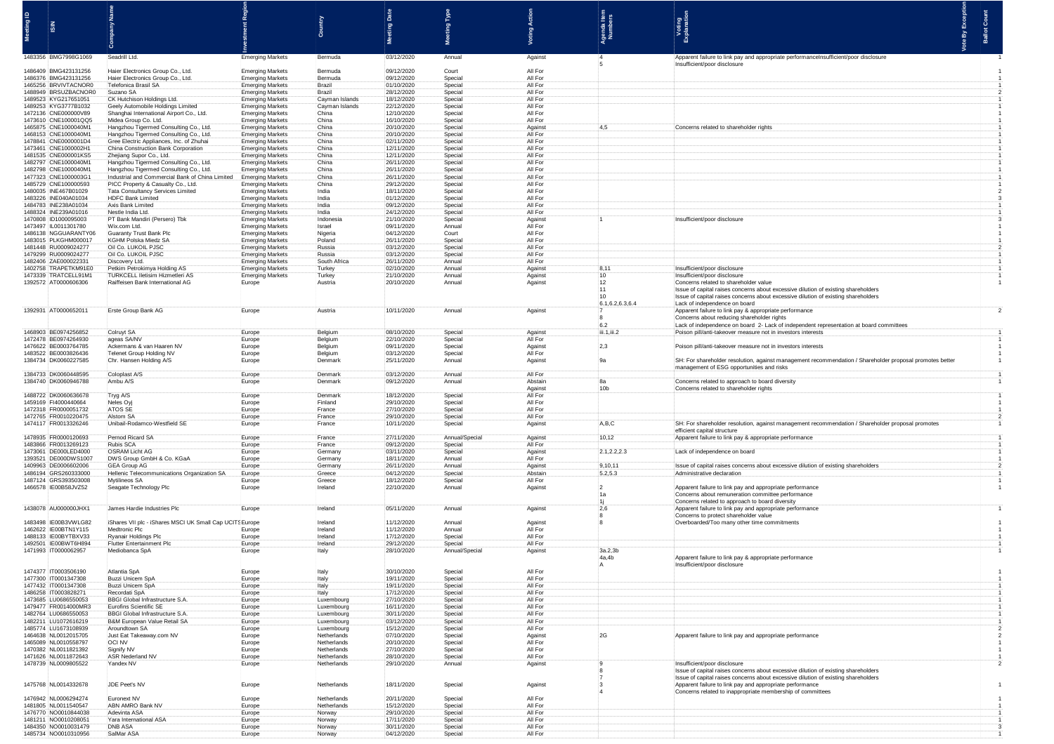| Meeting ID | ISIN | Company Name | Investment Region | Country | Meeting Date | Meeting Type | Voting Action | Agenda Item Numbers | Voting Explanation | Vote By Exception | Ballot Count |
|---|---|---|---|---|---|---|---|---|---|---|---|
| 1483356 | BMG7998G1069 | Seadrill Ltd. | Emerging Markets | Bermuda | 03/12/2020 | Annual | Against | 4<br>5 | Apparent failure to link pay and appropriate performanceInsufficient/poor disclosure<br>Insufficient/poor disclosure | | 1 |
| 1486409 | BMG423131256 | Haier Electronics Group Co., Ltd. | Emerging Markets | Bermuda | 09/12/2020 | Court | All For | | | | 1 |
| 1486376 | BMG423131256 | Haier Electronics Group Co., Ltd. | Emerging Markets | Bermuda | 09/12/2020 | Special | All For | | | | 1 |
| 1465256 | BRVIVTACNOR0 | Telefonica Brasil SA | Emerging Markets | Brazil | 01/10/2020 | Special | All For | | | | 1 |
| 1488949 | BRSUZBACNOR0 | Suzano SA | Emerging Markets | Brazil | 28/12/2020 | Special | All For | | | | 2 |
| 1489523 | KYG217651051 | CK Hutchison Holdings Ltd. | Emerging Markets | Cayman Islands | 18/12/2020 | Special | All For | | | | 1 |
| 1489253 | KYG3777B1032 | Geely Automobile Holdings Limited | Emerging Markets | Cayman Islands | 22/12/2020 | Special | All For | | | | 1 |
| 1472136 | CNE000000V89 | Shanghai International Airport Co., Ltd. | Emerging Markets | China | 12/10/2020 | Special | All For | | | | 1 |
| 1473610 | CNE100001QQ5 | Midea Group Co. Ltd. | Emerging Markets | China | 16/10/2020 | Special | All For | | | | 1 |
| 1465875 | CNE1000040M1 | Hangzhou Tigermed Consulting Co., Ltd. | Emerging Markets | China | 20/10/2020 | Special | Against | 4,5 | Concerns related to shareholder rights | | 1 |
| 1468153 | CNE1000040M1 | Hangzhou Tigermed Consulting Co., Ltd. | Emerging Markets | China | 20/10/2020 | Special | All For | | | | 1 |
| 1478841 | CNE0000001D4 | Gree Electric Appliances, Inc. of Zhuhai | Emerging Markets | China | 02/11/2020 | Special | All For | | | | 1 |
| 1473461 | CNE1000002H1 | China Construction Bank Corporation | Emerging Markets | China | 12/11/2020 | Special | All For | | | | 1 |
| 1481535 | CNE000001KS5 | Zhejiang Supor Co., Ltd. | Emerging Markets | China | 12/11/2020 | Special | All For | | | | 1 |
| 1482797 | CNE1000040M1 | Hangzhou Tigermed Consulting Co., Ltd. | Emerging Markets | China | 26/11/2020 | Special | All For | | | | 1 |
| 1482798 | CNE1000040M1 | Hangzhou Tigermed Consulting Co., Ltd. | Emerging Markets | China | 26/11/2020 | Special | All For | | | | 1 |
| 1477323 | CNE1000003G1 | Industrial and Commercial Bank of China Limited | Emerging Markets | China | 26/11/2020 | Special | All For | | | | 1 |
| 1485729 | CNE100000593 | PICC Property & Casualty Co., Ltd. | Emerging Markets | China | 29/12/2020 | Special | All For | | | | 1 |
| 1480035 | INE467B01029 | Tata Consultancy Services Limited | Emerging Markets | India | 18/11/2020 | Special | All For | | | | 2 |
| 1483226 | INE040A01034 | HDFC Bank Limited | Emerging Markets | India | 01/12/2020 | Special | All For | | | | 3 |
| 1484783 | INE238A01034 | Axis Bank Limited | Emerging Markets | India | 09/12/2020 | Special | All For | | | | 1 |
| 1488324 | INE239A01016 | Nestle India Ltd. | Emerging Markets | India | 24/12/2020 | Special | All For | | | | 1 |
| 1470808 | ID1000095003 | PT Bank Mandiri (Persero) Tbk | Emerging Markets | Indonesia | 21/10/2020 | Special | Against | 1 | Insufficient/poor disclosure | | 3 |
| 1473497 | IL0011301780 | Wix.com Ltd. | Emerging Markets | Israel | 09/11/2020 | Annual | All For | | | | 1 |
| 1486138 | NGGUARANTY06 | Guaranty Trust Bank Plc | Emerging Markets | Nigeria | 04/12/2020 | Court | All For | | | | 1 |
| 1483015 | PLKGHM000017 | KGHM Polska Miedz SA | Emerging Markets | Poland | 26/11/2020 | Special | All For | | | | 1 |
| 1481448 | RU0009024277 | Oil Co. LUKOIL PJSC | Emerging Markets | Russia | 03/12/2020 | Special | All For | | | | 2 |
| 1479299 | RU0009024277 | Oil Co. LUKOIL PJSC | Emerging Markets | Russia | 03/12/2020 | Special | All For | | | | 1 |
| 1482406 | ZAE000022331 | Discovery Ltd. | Emerging Markets | South Africa | 26/11/2020 | Annual | All For | | | | 1 |
| 1402758 | TRAPETKM91E0 | Petkim Petrokimya Holding AS | Emerging Markets | Turkey | 02/10/2020 | Annual | Against | 8,11 | Insufficient/poor disclosure | | 1 |
| 1473339 | TRATCELL91M1 | TURKCELL Iletisim Hizmetleri AS | Emerging Markets | Turkey | 21/10/2020 | Annual | Against | 10 | Insufficient/poor disclosure | | 1 |
| 1392572 | AT0000606306 | Raiffeisen Bank International AG | Europe | Austria | 20/10/2020 | Annual | Against | 12<br>11<br>10<br>6.1,6.2,6.3,6.4 | Concerns related to shareholder value<br>Issue of capital raises concerns about excessive dilution of existing shareholders<br>Issue of capital raises concerns about excessive dilution of existing shareholders<br>Lack of independence on board | | 1 |
| 1392931 | AT0000652011 | Erste Group Bank AG | Europe | Austria | 10/11/2020 | Annual | Against | 7<br>8<br>6.2 | Apparent failure to link pay & appropriate performance<br>Concerns about reducing shareholder rights<br>Lack of independence on board 2- Lack of independent representation at board committees | | 2 |
| 1468903 | BE0974256852 | Colruyt SA | Europe | Belgium | 08/10/2020 | Special | Against | iii.1,iii.2 | Poison pill/anti-takeover measure not in investors interests | | 1 |
| 1472478 | BE0974264930 | ageas SA/NV | Europe | Belgium | 22/10/2020 | Special | All For | | | | 1 |
| 1476622 | BE0003764785 | Ackermans & van Haaren NV | Europe | Belgium | 09/11/2020 | Special | Against | 2,3 | Poison pill/anti-takeover measure not in investors interests | | 1 |
| 1483522 | BE0003826436 | Telenet Group Holding NV | Europe | Belgium | 03/12/2020 | Special | All For | | | | 1 |
| 1384734 | DK0060227585 | Chr. Hansen Holding A/S | Europe | Denmark | 25/11/2020 | Annual | Against | 9a | SH: For shareholder resolution, against management recommendation / Shareholder proposal promotes better management of ESG opportunities and risks | | 1 |
| 1384733 | DK0060448595 | Coloplast A/S | Europe | Denmark | 03/12/2020 | Annual | All For | | | | 1 |
| 1384740 | DK0060946788 | Ambu A/S | Europe | Denmark | 09/12/2020 | Annual | Abstain<br>Against | 8a<br>10b | Concerns related to approach to board diversity<br>Concerns related to shareholder rights | | 1 |
| 1488722 | DK0060636678 | Tryg A/S | Europe | Denmark | 18/12/2020 | Special | All For | | | | 1 |
| 1459169 | FI4000440664 | Neles Oyj | Europe | Finland | 29/10/2020 | Special | All For | | | | 1 |
| 1472318 | FR0000051732 | ATOS SE | Europe | France | 27/10/2020 | Special | All For | | | | 1 |
| 1472765 | FR0010220475 | Alstom SA | Europe | France | 29/10/2020 | Special | All For | | | | 2 |
| 1474117 | FR0013326246 | Unibail-Rodamco-Westfield SE | Europe | France | 10/11/2020 | Special | Against | A,B,C | SH: For shareholder resolution, against management recommendation / Shareholder proposal promotes efficient capital structure | | 1 |
| 1478935 | FR0000120693 | Pernod Ricard SA | Europe | France | 27/11/2020 | Annual/Special | Against | 10,12 | Apparent failure to link pay & appropriate performance | | 1 |
| 1483866 | FR0013269123 | Rubis SCA | Europe | France | 09/12/2020 | Special | All For | | | | 1 |
| 1473061 | DE000LED4000 | OSRAM Licht AG | Europe | Germany | 03/11/2020 | Special | Against | 2.1,2.2,2.3 | Lack of independence on board | | 1 |
| 1393521 | DE000DWS1007 | DWS Group GmbH & Co. KGaA | Europe | Germany | 18/11/2020 | Annual | All For | | | | 1 |
| 1409963 | DE0006602006 | GEA Group AG | Europe | Germany | 26/11/2020 | Annual | Against | 9,10,11 | Issue of capital raises concerns about excessive dilution of existing shareholders | | 2 |
| 1486194 | GRS260333000 | Hellenic Telecommunications Organization SA | Europe | Greece | 04/12/2020 | Special | Abstain | 5.2,5.3 | Administrative declaration | | 1 |
| 1487124 | GRS393503008 | Mytilineos SA | Europe | Greece | 18/12/2020 | Special | All For | | | | 1 |
| 1466578 | IE00B58JVZ52 | Seagate Technology Plc | Europe | Ireland | 22/10/2020 | Annual | Against | 2<br>1a<br>1j | Apparent failure to link pay and appropriate performance<br>Concerns about remuneration committee performance<br>Concerns related to approach to board diversity | | 1 |
| 1438078 | AU000000JHX1 | James Hardie Industries Plc | Europe | Ireland | 05/11/2020 | Annual | Against | 2,6<br>8 | Apparent failure to link pay and appropriate performance<br>Concerns to protect shareholder value | | 1 |
| 1483498 | IE00B3VWLG82 | iShares VII plc - iShares MSCI UK Small Cap UCITS Europe | Europe | Ireland | 11/12/2020 | Annual | Against | 8 | Overboarded/Too many other time commitments | | 1 |
| 1462622 | IE00BTN1Y115 | Medtronic Plc | Europe | Ireland | 11/12/2020 | Annual | All For | | | | 1 |
| 1488133 | IE00BYTBXV33 | Ryanair Holdings Plc | Europe | Ireland | 17/12/2020 | Special | All For | | | | 1 |
| 1492501 | IE00BWT6H894 | Flutter Entertainment Plc | Europe | Ireland | 29/12/2020 | Special | All For | | | | 1 |
| 1471993 | IT0000062957 | Mediobanca SpA | Europe | Italy | 28/10/2020 | Annual/Special | Against | 3a,2,3b<br>4a,4b<br>A | Apparent failure to link pay & appropriate performance<br>Insufficient/poor disclosure | | 1 |
| 1474377 | IT0003506190 | Atlantia SpA | Europe | Italy | 30/10/2020 | Special | All For | | | | 1 |
| 1477300 | IT0001347308 | Buzzi Unicem SpA | Europe | Italy | 19/11/2020 | Special | All For | | | | 1 |
| 1477432 | IT0001347308 | Buzzi Unicem SpA | Europe | Italy | 19/11/2020 | Special | All For | | | | 1 |
| 1486258 | IT0003828271 | Recordati SpA | Europe | Italy | 17/12/2020 | Special | All For | | | | 1 |
| 1473685 | LU0686550053 | BBGI Global Infrastructure S.A. | Europe | Luxembourg | 27/10/2020 | Special | All For | | | | 1 |
| 1479477 | FR0014000MR3 | Eurofins Scientific SE | Europe | Luxembourg | 16/11/2020 | Special | All For | | | | 1 |
| 1482764 | LU0686550053 | BBGI Global Infrastructure S.A. | Europe | Luxembourg | 30/11/2020 | Special | All For | | | | 1 |
| 1482211 | LU1072616219 | B&M European Value Retail SA | Europe | Luxembourg | 03/12/2020 | Special | All For | | | | 1 |
| 1485774 | LU1673108939 | Aroundtown SA | Europe | Luxembourg | 15/12/2020 | Special | All For | | | | 2 |
| 1464638 | NL0012015705 | Just Eat Takeaway.com NV | Europe | Netherlands | 07/10/2020 | Special | Against | 2G | Apparent failure to link pay and appropriate performance | | 2 |
| 1465089 | NL0010558797 | OCI NV | Europe | Netherlands | 20/10/2020 | Special | All For | | | | 1 |
| 1470382 | NL0011821392 | Signify NV | Europe | Netherlands | 27/10/2020 | Special | All For | | | | 1 |
| 1471626 | NL0011872643 | ASR Nederland NV | Europe | Netherlands | 28/10/2020 | Special | All For | | | | 1 |
| 1478739 | NL0009805522 | Yandex NV | Europe | Netherlands | 29/10/2020 | Annual | Against | 9<br>8<br>7 | Insufficient/poor disclosure<br>Issue of capital raises concerns about excessive dilution of existing shareholders<br>Issue of capital raises concerns about excessive dilution of existing shareholders | | 2 |
| 1475768 | NL0014332678 | JDE Peet's NV | Europe | Netherlands | 18/11/2020 | Special | Against | 3<br>4 | Apparent failure to link pay & appropriate performance<br>Concerns related to inappropriate membership of committees | | 1 |
| 1476942 | NL0006294274 | Euronext NV | Europe | Netherlands | 20/11/2020 | Special | All For | | | | 1 |
| 1481805 | NL0011540547 | ABN AMRO Bank NV | Europe | Netherlands | 15/12/2020 | Special | All For | | | | 1 |
| 1476770 | NO0010844038 | Adevinta ASA | Europe | Norway | 29/10/2020 | Special | All For | | | | 1 |
| 1481211 | NO0010208051 | Yara International ASA | Europe | Norway | 17/11/2020 | Special | All For | | | | 1 |
| 1484350 | NO0010031479 | DNB ASA | Europe | Norway | 30/11/2020 | Special | All For | | | | 3 |
| 1485734 | NO0010310956 | SalMar ASA | Europe | Norway | 04/12/2020 | Special | All For | | | | 1 |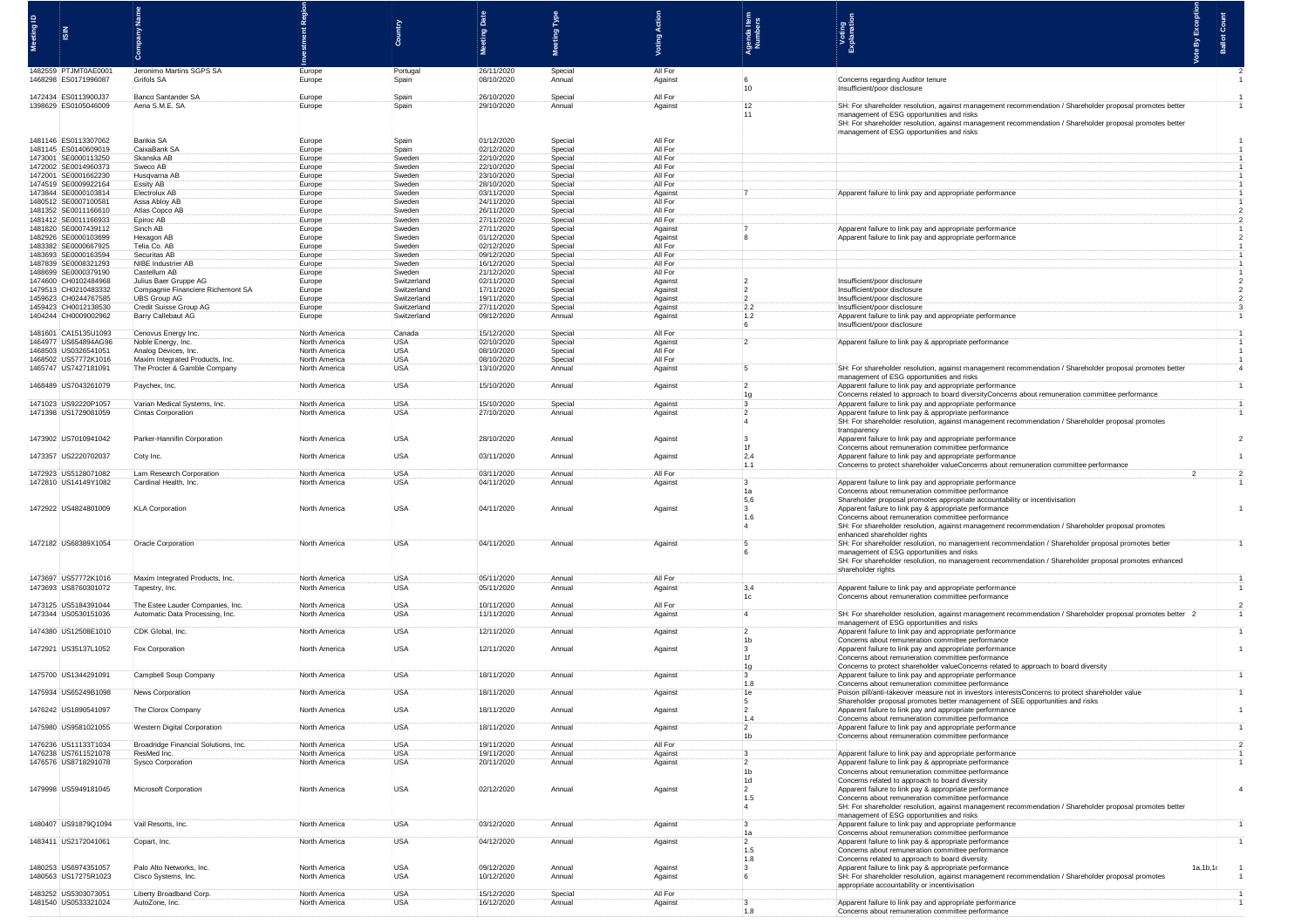| Meeting ID | ISIN | Company Name | Investment Region | Country | Meeting Date | Meeting Type | Voting Action | Agenda Item Numbers | Voting Explanation | Vote By Exception | Ballot Count |
|---|---|---|---|---|---|---|---|---|---|---|---|
| 1482559 | PTJMT0AE0001 | Jeronimo Martins SGPS SA | Europe | Portugal | 26/11/2020 | Special | All For | | | | 2 |
| 1468298 | ES0171996087 | Grifols SA | Europe | Spain | 08/10/2020 | Annual | Against | 6<br>10 | Concerns regarding Auditor tenure<br>Insufficient/poor disclosure | | 1 |
| 1472434 | ES0113900J37 | Banco Santander SA | Europe | Spain | 26/10/2020 | Special | All For | | | | 1 |
| 1398629 | ES0105046009 | Aena S.M.E. SA | Europe | Spain | 29/10/2020 | Annual | Against | 12<br>11 | SH: For shareholder resolution, against management recommendation / Shareholder proposal promotes better management of ESG opportunities and risks<br>SH: For shareholder resolution, against management recommendation / Shareholder proposal promotes better management of ESG opportunities and risks | | 1 |
| 1481146 | ES0113307062 | Bankia SA | Europe | Spain | 01/12/2020 | Special | All For | | | | 1 |
| 1481145 | ES0140609019 | CaixaBank SA | Europe | Spain | 02/12/2020 | Special | All For | | | | 1 |
| 1473001 | SE0000113250 | Skanska AB | Europe | Sweden | 22/10/2020 | Special | All For | | | | 1 |
| 1472002 | SE0014960373 | Sweco AB | Europe | Sweden | 22/10/2020 | Special | All For | | | | 1 |
| 1472001 | SE0001662230 | Husqvarna AB | Europe | Sweden | 23/10/2020 | Special | All For | | | | 1 |
| 1474519 | SE0009922164 | Essity AB | Europe | Sweden | 28/10/2020 | Special | All For | | | | 1 |
| 1473844 | SE0000103814 | Electrolux AB | Europe | Sweden | 03/11/2020 | Special | Against | 7 | Apparent failure to link pay and appropriate performance | | 1 |
| 1480512 | SE0007100581 | Assa Abloy AB | Europe | Sweden | 24/11/2020 | Special | All For | | | | 1 |
| 1481352 | SE0011166610 | Atlas Copco AB | Europe | Sweden | 26/11/2020 | Special | All For | | | | 2 |
| 1481412 | SE0011166933 | Epiroc AB | Europe | Sweden | 27/11/2020 | Special | All For | | | | 2 |
| 1481820 | SE0007439112 | Sinch AB | Europe | Sweden | 27/11/2020 | Special | Against | 7 | Apparent failure to link pay and appropriate performance | | 1 |
| 1482926 | SE0000103699 | Hexagon AB | Europe | Sweden | 01/12/2020 | Special | Against | 8 | Apparent failure to link pay and appropriate performance | | 2 |
| 1483382 | SE0000667925 | Telia Co. AB | Europe | Sweden | 02/12/2020 | Special | All For | | | | 1 |
| 1483693 | SE0000163594 | Securitas AB | Europe | Sweden | 09/12/2020 | Special | All For | | | | 1 |
| 1487839 | SE0008321293 | NIBE Industrier AB | Europe | Sweden | 16/12/2020 | Special | All For | | | | 1 |
| 1488699 | SE0000379190 | Castellum AB | Europe | Sweden | 21/12/2020 | Special | All For | | | | 1 |
| 1474600 | CH0102484968 | Julius Baer Gruppe AG | Europe | Switzerland | 02/11/2020 | Special | Against | 2 | Insufficient/poor disclosure | | 2 |
| 1479513 | CH0210483332 | Compagnie Financiere Richemont SA | Europe | Switzerland | 17/11/2020 | Special | Against | 2 | Insufficient/poor disclosure | | 2 |
| 1459623 | CH0244767585 | UBS Group AG | Europe | Switzerland | 19/11/2020 | Special | Against | 2 | Insufficient/poor disclosure | | 2 |
| 1459423 | CH0012138530 | Credit Suisse Group AG | Europe | Switzerland | 27/11/2020 | Special | Against | 2.2 | Insufficient/poor disclosure | | 3 |
| 1404244 | CH0009002962 | Barry Callebaut AG | Europe | Switzerland | 09/12/2020 | Annual | Against | 1.2<br>6 | Apparent failure to link pay and appropriate performance<br>Insufficient/poor disclosure | | 1 |
| 1481601 | CA15135U1093 | Cenovus Energy Inc. | North America | Canada | 15/12/2020 | Special | All For | | | | 1 |
| 1464977 | US6548894AG96 | Noble Energy, Inc. | North America | USA | 02/10/2020 | Special | Against | 2 | Apparent failure to link pay & appropriate performance | | 1 |
| 1468503 | US0326541051 | Analog Devices, Inc. | North America | USA | 08/10/2020 | Special | All For | | | | 1 |
| 1468502 | US57772K1016 | Maxim Integrated Products, Inc. | North America | USA | 08/10/2020 | Special | All For | | | | 1 |
| 1465747 | US7427181091 | The Procter & Gamble Company | North America | USA | 13/10/2020 | Annual | Against | 5 | SH: For shareholder resolution, against management recommendation / Shareholder proposal promotes better management of ESG opportunities and risks | | 4 |
| 1468489 | US7043261079 | Paychex, Inc. | North America | USA | 15/10/2020 | Annual | Against | 2<br>1g | Apparent failure to link pay and appropriate performance<br>Concerns related to approach to board diversityConcerns about remuneration committee performance | | 1 |
| 1471023 | US92220P1057 | Varian Medical Systems, Inc. | North America | USA | 15/10/2020 | Special | Against | 3 | Apparent failure to link pay and appropriate performance | | 1 |
| 1471398 | US1729081059 | Cintas Corporation | North America | USA | 27/10/2020 | Annual | Against | 2<br>4 | Apparent failure to link pay & appropriate performance<br>SH: For shareholder resolution, against management recommendation / Shareholder proposal promotes transparency | | 1 |
| 1473902 | US7010941042 | Parker-Hannifin Corporation | North America | USA | 28/10/2020 | Annual | Against | 3<br>1f | Apparent failure to link pay and appropriate performance<br>Concerns about remuneration committee performance | | 2 |
| 1473357 | US2220702037 | Coty Inc. | North America | USA | 03/11/2020 | Annual | Against | 2,4<br>1.1 | Apparent failure to link pay and appropriate performance<br>Concerns to protect shareholder valueConcerns about remuneration committee performance | | 1 |
| 1472923 | US5128071082 | Lam Research Corporation | North America | USA | 03/11/2020 | Annual | All For | | | 2 | 2 |
| 1472810 | US14149Y1082 | Cardinal Health, Inc. | North America | USA | 04/11/2020 | Annual | Against | 3<br>1a<br>5,6 | Apparent failure to link pay and appropriate performance<br>Concerns about remuneration committee performance<br>Shareholder proposal promotes appropriate accountability or incentivisation | | 1 |
| 1472922 | US4824801009 | KLA Corporation | North America | USA | 04/11/2020 | Annual | Against | 3<br>1.6<br>4 | Apparent failure to link pay & appropriate performance<br>Concerns about remuneration committee performance<br>SH: For shareholder resolution, against management recommendation / Shareholder proposal promotes enhanced shareholder rights | | 1 |
| 1472182 | US68389X1054 | Oracle Corporation | North America | USA | 04/11/2020 | Annual | Against | 5<br>6 | SH: For shareholder resolution, no management recommendation / Shareholder proposal promotes better management of ESG opportunities and risks<br>SH: For shareholder resolution, no management recommendation / Shareholder proposal promotes enhanced shareholder rights | | 1 |
| 1473697 | US57772K1016 | Maxim Integrated Products, Inc. | North America | USA | 05/11/2020 | Annual | All For | | | | 1 |
| 1473693 | US8760301072 | Tapestry, Inc. | North America | USA | 05/11/2020 | Annual | Against | 3,4<br>1c | Apparent failure to link pay and appropriate performance<br>Concerns about remuneration committee performance | | 1 |
| 1473125 | US5184391044 | The Estee Lauder Companies, Inc. | North America | USA | 10/11/2020 | Annual | All For | | | | 2 |
| 1473344 | US0530151036 | Automatic Data Processing, Inc. | North America | USA | 11/11/2020 | Annual | Against | 4 | SH: For shareholder resolution, against management recommendation / Shareholder proposal promotes better management of ESG opportunities and risks | 2 | 1 |
| 1474380 | US12508E1010 | CDK Global, Inc. | North America | USA | 12/11/2020 | Annual | Against | 2<br>1b | Apparent failure to link pay and appropriate performance<br>Concerns about remuneration committee performance | | 1 |
| 1472921 | US35137L1052 | Fox Corporation | North America | USA | 12/11/2020 | Annual | Against | 3<br>1f<br>1g | Apparent failure to link pay and appropriate performance<br>Concerns about remuneration committee performance<br>Concerns to protect shareholder valueConcerns related to approach to board diversity | | 1 |
| 1475700 | US1344291091 | Campbell Soup Company | North America | USA | 18/11/2020 | Annual | Against | 3<br>1.8 | Apparent failure to link pay and appropriate performance<br>Concerns about remuneration committee performance | | 1 |
| 1475934 | US65249B1098 | News Corporation | North America | USA | 18/11/2020 | Annual | Against | 1e<br>5 | Poison pill/anti-takeover measure not in investors interestsConcerns to protect shareholder value<br>Shareholder proposal promotes better management of SEE opportunities and risks | | 1 |
| 1476242 | US1890541097 | The Clorox Company | North America | USA | 18/11/2020 | Annual | Against | 2<br>1.4 | Apparent failure to link pay and appropriate performance<br>Concerns about remuneration committee performance | | 1 |
| 1475980 | US9581021055 | Western Digital Corporation | North America | USA | 18/11/2020 | Annual | Against | 2<br>1b | Apparent failure to link pay and appropriate performance<br>Concerns about remuneration committee performance | | 1 |
| 1476236 | US11133T1034 | Broadridge Financial Solutions, Inc. | North America | USA | 19/11/2020 | Annual | All For | | | | 2 |
| 1476238 | US7611521078 | ResMed Inc. | North America | USA | 19/11/2020 | Annual | Against | 3 | Apparent failure to link pay and appropriate performance | | 1 |
| 1476576 | US8718291078 | Sysco Corporation | North America | USA | 20/11/2020 | Annual | Against | 2<br>1b<br>1d | Apparent failure to link pay & appropriate performance<br>Concerns about remuneration committee performance<br>Concerns related to approach to board diversity | | 1 |
| 1479998 | US5949181045 | Microsoft Corporation | North America | USA | 02/12/2020 | Annual | Against | 2<br>1.5<br>4 | Apparent failure to link pay & appropriate performance<br>Concerns about remuneration committee performance<br>SH: For shareholder resolution, against management recommendation / Shareholder proposal promotes better management of ESG opportunities and risks | | 4 |
| 1480407 | US91879Q1094 | Vail Resorts, Inc. | North America | USA | 03/12/2020 | Annual | Against | 3<br>1a | Apparent failure to link pay and appropriate performance<br>Concerns about remuneration committee performance | | 1 |
| 1483411 | US2172041061 | Copart, Inc. | North America | USA | 04/12/2020 | Annual | Against | 2<br>1.5<br>1.8 | Apparent failure to link pay & appropriate performance<br>Concerns about remuneration committee performance<br>Concerns related to approach to board diversity | | 1 |
| 1480253 | US6974351057 | Palo Alto Networks, Inc. | North America | USA | 09/12/2020 | Annual | Against | 3 | Apparent failure to link pay & appropriate performance | 1a,1b,1c | 1 |
| 1480563 | US17275R1023 | Cisco Systems, Inc. | North America | USA | 10/12/2020 | Annual | Against | 6 | SH: For shareholder resolution, against management recommendation / Shareholder proposal promotes appropriate accountability or incentivisation | | 1 |
| 1483252 | US5303073051 | Liberty Broadband Corp. | North America | USA | 15/12/2020 | Special | All For | | | | 1 |
| 1481540 | US0533321024 | AutoZone, Inc. | North America | USA | 16/12/2020 | Annual | Against | 3<br>1.8 | Apparent failure to link pay and appropriate performance<br>Concerns about remuneration committee performance | | 1 |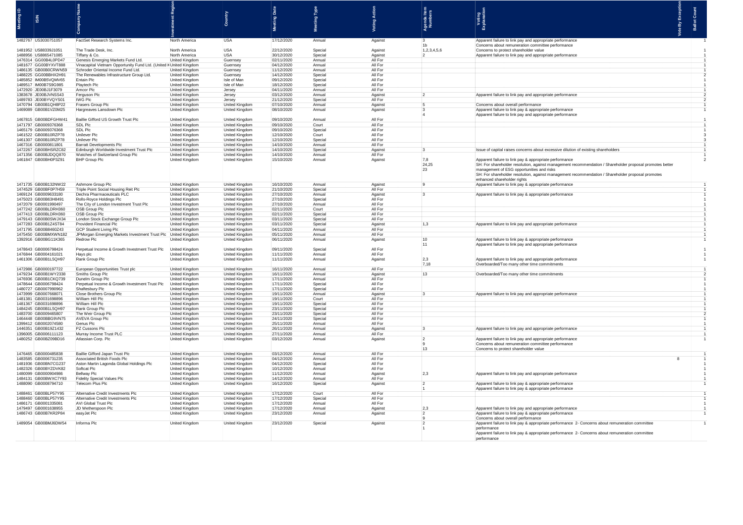| Meeting ID | ISIN | Company Name | Investment Region | Country | Meeting Date | Meeting Type | Voting Action | Agenda Item Numbers | Voting Explanation | Vote By Exception | Ballot Count |
|---|---|---|---|---|---|---|---|---|---|---|---|
| 1482767 | US3030751057 | FactSet Research Systems Inc. | North America | USA | 17/12/2020 | Annual | Against | 3<br>1b | Apparent failure to link pay and appropriate performance<br>Concerns about remuneration committee performance | | 1 |
| 1481952 | US88339J1051 | The Trade Desk, Inc. | North America | USA | 22/12/2020 | Special | Against | 1,2,3,4,5,6 | Concerns to protect shareholder value | | 1 |
| 1488956 | US8865471085 | Tiffany & Co. | North America | USA | 30/12/2020 | Special | Against | 2 | Apparent failure to link pay and appropriate performance | | 1 |
| 1476314 | GG00B4L0PD47 | Genesis Emerging Markets Fund Ltd. | United Kingdom | Guernsey | 02/11/2020 | Annual | All For | | | | 1 |
| 1481677 | GG00BYXVT888 | Vinacapital Vietnam Opportunity Fund Ltd. (United K | United Kingdom | Guernsey | 04/12/2020 | Annual | All For | | | | 1 |
| 1486135 | GB00B0CRWN59 | Schroder Oriental Income Fund Ltd. | United Kingdom | Guernsey | 11/12/2020 | Annual | All For | | | | 1 |
| 1488225 | GG00BBHX2H91 | The Renewables Infrastructure Group Ltd. | United Kingdom | Guernsey | 14/12/2020 | Special | All For | | | | 2 |
| 1485852 | IM00B5VQMV65 | Entain Plc | United Kingdom | Isle of Man | 09/12/2020 | Special | All For | | | | 1 |
| 1489517 | IM00B7S9G985 | Playtech Plc | United Kingdom | Isle of Man | 18/12/2020 | Special | All For | | | | 1 |
| 1472920 | JE00BJ1F3079 | Amcor Plc | United Kingdom | Jersey | 04/11/2020 | Annual | All For | | | | 1 |
| 1383678 | JE00BJVNSS43 | Ferguson Plc | United Kingdom | Jersey | 03/12/2020 | Annual | Against | 2 | Apparent failure to link pay and appropriate performance | | 2 |
| 1489783 | JE00BYVQYS01 | IWG Plc | United Kingdom | Jersey | 21/12/2020 | Special | All For | | | | 2 |
| 1470794 | GB00B1QH8P22 | Frasers Group Plc | United Kingdom | United Kingdom | 07/10/2020 | Annual | Against | 5 | Concerns about overall performance | | 1 |
| 1469089 | GB00B1VZ0M25 | Hargreaves Lansdown Plc | United Kingdom | United Kingdom | 08/10/2020 | Annual | Against | 3<br>4 | Apparent failure to link pay & appropriate performance<br>Apparent failure to link pay and appropriate performance | | 1 |
| 1467815 | GB00BDFGHW41 | Baillie Gifford US Growth Trust Plc | United Kingdom | United Kingdom | 09/10/2020 | Annual | All For | | | | 1 |
| 1471797 | GB0009376368 | SDL Plc | United Kingdom | United Kingdom | 09/10/2020 | Court | All For | | | | 1 |
| 1465179 | GB0009376368 | SDL Plc | United Kingdom | United Kingdom | 09/10/2020 | Special | All For | | | | 1 |
| 1461522 | GB00B10RZP78 | Unilever Plc | United Kingdom | United Kingdom | 12/10/2020 | Court | All For | | | | 3 |
| 1461307 | GB00B10RZP78 | Unilever Plc | United Kingdom | United Kingdom | 12/10/2020 | Special | All For | | | | 3 |
| 1467316 | GB0000811801 | Barratt Developments Plc | United Kingdom | United Kingdom | 14/10/2020 | Annual | All For | | | | 1 |
| 1472267 | GB00BHSRZC82 | Edinburgh Worldwide Investment Trust Plc | United Kingdom | United Kingdom | 14/10/2020 | Special | Against | 3 | Issue of capital raises concerns about excessive dilution of existing shareholders | | 1 |
| 1471356 | GB00BJDQQ870 | Watches of Switzerland Group Plc | United Kingdom | United Kingdom | 14/10/2020 | Annual | All For | | | | 1 |
| 1461847 | GB00BH0P3Z91 | BHP Group Plc | United Kingdom | United Kingdom | 15/10/2020 | Annual | Against | 7,8<br>24,25<br><br>23 | Apparent failure to link pay & appropriate performance<br>SH: For shareholder resolution, against management recommendation / Shareholder proposal promotes better management of ESG opportunities and risks<br>SH: For shareholder resolution, against management recommendation / Shareholder proposal promotes enhanced shareholder rights | | 2 |
| 1471735 | GB00B132NW22 | Ashmore Group Plc | United Kingdom | United Kingdom | 16/10/2020 | Annual | Against | 9 | Apparent failure to link pay & appropriate performance | | 1 |
| 1474529 | GB00BF0P7H59 | Triple Point Social Housing Reit Plc | United Kingdom | United Kingdom | 21/10/2020 | Special | All For | | | | 1 |
| 1469124 | GB0009633180 | Dechra Pharmaceuticals PLC | United Kingdom | United Kingdom | 27/10/2020 | Annual | Against | 3 | Apparent failure to link pay & appropriate performance | | 1 |
| 1475023 | GB00B63H8491 | Rolls-Royce Holdings Plc | United Kingdom | United Kingdom | 27/10/2020 | Special | All For | | | | 1 |
| 1472079 | GB0001990497 | The City of London Investment Trust Plc | United Kingdom | United Kingdom | 27/10/2020 | Annual | All For | | | | 1 |
| 1477242 | GB00BLDRH360 | OSB Group Plc | United Kingdom | United Kingdom | 02/11/2020 | Court | All For | | | | 1 |
| 1477413 | GB00BLDRH360 | OSB Group Plc | United Kingdom | United Kingdom | 02/11/2020 | Special | All For | | | | 1 |
| 1479143 | GB00B0SWJX34 | London Stock Exchange Group Plc | United Kingdom | United Kingdom | 03/11/2020 | Special | All For | | | | 1 |
| 1477283 | GB00B1Z4ST84 | Provident Financial Plc | United Kingdom | United Kingdom | 03/11/2020 | Special | Against | 1,3 | Apparent failure to link pay and appropriate performance | | 1 |
| 1471795 | GB00B8460Z43 | GCP Student Living Plc | United Kingdom | United Kingdom | 04/11/2020 | Annual | All For | | | | 1 |
| 1475450 | GB00BMXWN182 | JPMorgan Emerging Markets Investment Trust Plc | United Kingdom | United Kingdom | 05/11/2020 | Annual | All For | | | | 1 |
| 1392916 | GB00BG11K365 | Redrow Plc | United Kingdom | United Kingdom | 06/11/2020 | Annual | Against | 10<br>11 | Apparent failure to link pay & appropriate performance<br>Apparent failure to link pay and appropriate performance | | 1 |
| 1478643 | GB0006798424 | Perpetual Income & Growth Investment Trust Plc | United Kingdom | United Kingdom | 09/11/2020 | Special | All For | | | | 1 |
| 1476844 | GB0004161021 | Hays plc | United Kingdom | United Kingdom | 11/11/2020 | Annual | All For | | | | 1 |
| 1461306 | GB00B1L5QH97 | Rank Group Plc | United Kingdom | United Kingdom | 11/11/2020 | Annual | Against | 2,3<br>7,18 | Apparent failure to link pay and appropriate performance<br>Overboarded/Too many other time commitments | | 1 |
| 1472986 | GB0000197722 | European Opportunities Trust plc | United Kingdom | United Kingdom | 16/11/2020 | Annual | All For | | | | 1 |
| 1479234 | GB00B1WY2338 | Smiths Group Plc | United Kingdom | United Kingdom | 16/11/2020 | Annual | Against | 13 | Overboarded/Too many other time commitments | | 2 |
| 1476936 | GB00B1CKQ739 | Dunelm Group Plc | United Kingdom | United Kingdom | 17/11/2020 | Annual | All For | | | | 1 |
| 1478644 | GB0006798424 | Perpetual Income & Growth Investment Trust Plc | United Kingdom | United Kingdom | 17/11/2020 | Special | All For | | | | 1 |
| 1480727 | GB0007990962 | Shaftesbury Plc | United Kingdom | United Kingdom | 17/11/2020 | Special | All For | | | | 1 |
| 1473999 | GB0007668071 | Close Brothers Group Plc | United Kingdom | United Kingdom | 19/11/2020 | Annual | Against | 3 | Apparent failure to link pay and appropriate performance | | 1 |
| 1481381 | GB0031698896 | William Hill Plc | United Kingdom | United Kingdom | 19/11/2020 | Court | All For | | | | 1 |
| 1481367 | GB0031698896 | William Hill Plc | United Kingdom | United Kingdom | 19/11/2020 | Special | All For | | | | 1 |
| 1484245 | GB00B1L5QH97 | Rank Group Plc | United Kingdom | United Kingdom | 23/11/2020 | Special | All For | | | | 1 |
| 1483700 | GB0009465807 | The Weir Group Plc | United Kingdom | United Kingdom | 23/11/2020 | Special | All For | | | | 2 |
| 1464448 | GB00BBG9VN75 | AVEVA Group Plc | United Kingdom | United Kingdom | 24/11/2020 | Special | All For | | | | 1 |
| 1399412 | GB0002074580 | Genus Plc | United Kingdom | United Kingdom | 25/11/2020 | Annual | All For | | | | 1 |
| 1446351 | GB00B19Z1432 | PZ Cussons Plc | United Kingdom | United Kingdom | 26/11/2020 | Annual | Against | 3 | Apparent failure to link pay and appropriate performance | | 1 |
| 1396005 | GB0006111123 | Murray Income Trust PLC | United Kingdom | United Kingdom | 27/11/2020 | Annual | All For | | | | 1 |
| 1480252 | GB00BZ09BD16 | Atlassian Corp. Plc | United Kingdom | United Kingdom | 03/12/2020 | Annual | Against | 2<br>9<br>13 | Apparent failure to link pay and appropriate performance<br>Concerns about remuneration committee performance<br>Concerns to protect shareholder value | | 1 |
| 1476465 | GB0000485838 | Baillie Gifford Japan Trust Plc | United Kingdom | United Kingdom | 03/12/2020 | Annual | All For | | | | 1 |
| 1483585 | GB0006731235 | Associated British Foods Plc | United Kingdom | United Kingdom | 04/12/2020 | Annual | All For | | | 8 | 1 |
| 1481936 | GB00BN7CG237 | Aston Martin Lagonda Global Holdings Plc | United Kingdom | United Kingdom | 04/12/2020 | Special | All For | | | | 1 |
| 1482326 | GB00BYZDVK82 | Softcat Plc | United Kingdom | United Kingdom | 10/12/2020 | Annual | All For | | | | 1 |
| 1480099 | GB0000904986 | Bellway Plc | United Kingdom | United Kingdom | 11/12/2020 | Annual | Against | 2,3 | Apparent failure to link pay and appropriate performance | | 1 |
| 1484131 | GB00BWXC7Y93 | Fidelity Special Values Plc | United Kingdom | United Kingdom | 14/12/2020 | Annual | All For | | | | 1 |
| 1488090 | GB0008794710 | Telecom Plus Plc | United Kingdom | United Kingdom | 16/12/2020 | Special | Against | 2<br>1 | Apparent failure to link pay & appropriate performance<br>Apparent failure to link pay & appropriate performance | | 1 |
| 1488461 | GB00BLP57Y95 | Alternative Credit Investments Plc | United Kingdom | United Kingdom | 17/12/2020 | Court | All For | | | | 1 |
| 1488460 | GB00BLP57Y95 | Alternative Credit Investments Plc | United Kingdom | United Kingdom | 17/12/2020 | Special | All For | | | | 1 |
| 1486171 | GB0001335081 | AVI Global Trust Plc | United Kingdom | United Kingdom | 17/12/2020 | Annual | All For | | | | 1 |
| 1479497 | GB0001638955 | JD Wetherspoon Plc | United Kingdom | United Kingdom | 17/12/2020 | Annual | Against | 2,3 | Apparent failure to link pay and appropriate performance | | 1 |
| 1486743 | GB00B7KR2P84 | easyJet Plc | United Kingdom | United Kingdom | 23/12/2020 | Annual | Against | 2<br>9 | Apparent failure to link pay & appropriate performance<br>Concerns about overall performance | | 1 |
| 1489054 | GB00BMJ6DW54 | Informa Plc | United Kingdom | United Kingdom | 23/12/2020 | Special | Against | 2<br>1 | Apparent failure to link pay & appropriate performance 2- Concerns about remuneration committee performance<br>Apparent failure to link pay & appropriate performance 2- Concerns about remuneration committee performance | | 1 |